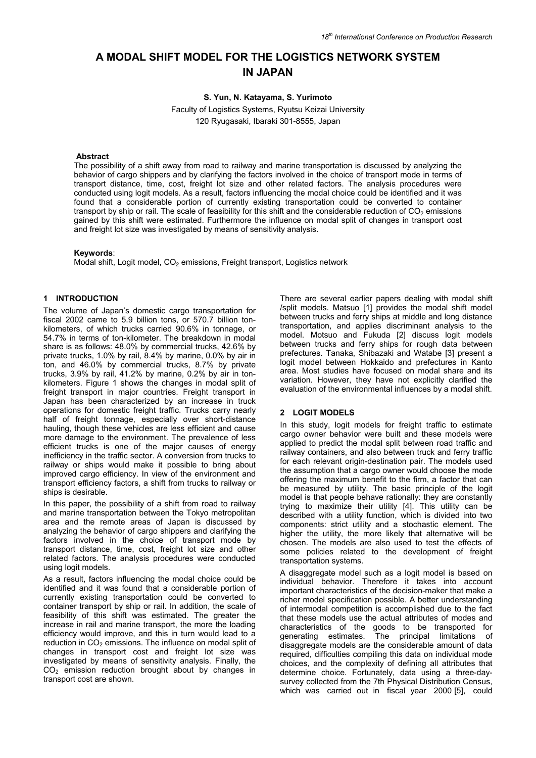# A MODAL SHIFT MODEL FOR THE LOGISTICS NETWORK SYSTEM IN JAPAN

**S. Yun, N. Katayama, S. Yurimoto**

Faculty of Logistics Systems, Ryutsu Keizai University
120 Ryugasaki, Ibaraki 301-8555, Japan

**Abstract**

The possibility of a shift away from road to railway and marine transportation is discussed by analyzing the behavior of cargo shippers and by clarifying the factors involved in the choice of transport mode in terms of transport distance, time, cost, freight lot size and other related factors. The analysis procedures were conducted using logit models. As a result, factors influencing the modal choice could be identified and it was found that a considerable portion of currently existing transportation could be converted to container transport by ship or rail. The scale of feasibility for this shift and the considerable reduction of $CO_2$ emissions gained by this shift were estimated. Furthermore the influence on modal split of changes in transport cost and freight lot size was investigated by means of sensitivity analysis.

**Keywords**:
Modal shift, Logit model, $CO_2$ emissions, Freight transport, Logistics network

## 1 INTRODUCTION

The volume of Japan's domestic cargo transportation for fiscal 2002 came to 5.9 billion tons, or 570.7 billion ton-kilometers, of which trucks carried 90.6% in tonnage, or 54.7% in terms of ton-kilometer. The breakdown in modal share is as follows: 48.0% by commercial trucks, 42.6% by private trucks, 1.0% by rail, 8.4% by marine, 0.0% by air in ton, and 46.0% by commercial trucks, 8.7% by private trucks, 3.9% by rail, 41.2% by marine, 0.2% by air in ton-kilometers. Figure 1 shows the changes in modal split of freight transport in major countries. Freight transport in Japan has been characterized by an increase in truck operations for domestic freight traffic. Trucks carry nearly half of freight tonnage, especially over short-distance hauling, though these vehicles are less efficient and cause more damage to the environment. The prevalence of less efficient trucks is one of the major causes of energy inefficiency in the traffic sector. A conversion from trucks to railway or ships would make it possible to bring about improved cargo efficiency. In view of the environment and transport efficiency factors, a shift from trucks to railway or ships is desirable.

In this paper, the possibility of a shift from road to railway and marine transportation between the Tokyo metropolitan area and the remote areas of Japan is discussed by analyzing the behavior of cargo shippers and clarifying the factors involved in the choice of transport mode by transport distance, time, cost, freight lot size and other related factors. The analysis procedures were conducted using logit models.

As a result, factors influencing the modal choice could be identified and it was found that a considerable portion of currently existing transportation could be converted to container transport by ship or rail. In addition, the scale of feasibility of this shift was estimated. The greater the increase in rail and marine transport, the more the loading efficiency would improve, and this in turn would lead to a reduction in $CO_2$ emissions. The influence on modal split of changes in transport cost and freight lot size was investigated by means of sensitivity analysis. Finally, the $CO_2$ emission reduction brought about by changes in transport cost are shown.

There are several earlier papers dealing with modal shift /split models. Matsuo [1] provides the modal shift model between trucks and ferry ships at middle and long distance transportation, and applies discriminant analysis to the model. Motsuo and Fukuda [2] discuss logit models between trucks and ferry ships for rough data between prefectures. Tanaka, Shibazaki and Watabe [3] present a logit model between Hokkaido and prefectures in Kanto area. Most studies have focused on modal share and its variation. However, they have not explicitly clarified the evaluation of the environmental influences by a modal shift.

## 2 LOGIT MODELS

In this study, logit models for freight traffic to estimate cargo owner behavior were built and these models were applied to predict the modal split between road traffic and railway containers, and also between truck and ferry traffic for each relevant origin-destination pair. The models used the assumption that a cargo owner would choose the mode offering the maximum benefit to the firm, a factor that can be measured by utility. The basic principle of the logit model is that people behave rationally: they are constantly trying to maximize their utility [4]. This utility can be described with a utility function, which is divided into two components: strict utility and a stochastic element. The higher the utility, the more likely that alternative will be chosen. The models are also used to test the effects of some policies related to the development of freight transportation systems.

A disaggregate model such as a logit model is based on individual behavior. Therefore it takes into account important characteristics of the decision-maker that make a richer model specification possible. A better understanding of intermodal competition is accomplished due to the fact that these models use the actual attributes of modes and characteristics of the goods to be transported for generating estimates. The principal limitations of disaggregate models are the considerable amount of data required, difficulties compiling this data on individual mode choices, and the complexity of defining all attributes that determine choice. Fortunately, data using a three-day-survey collected from the 7th Physical Distribution Census, which was carried out in fiscal year 2000 [5], could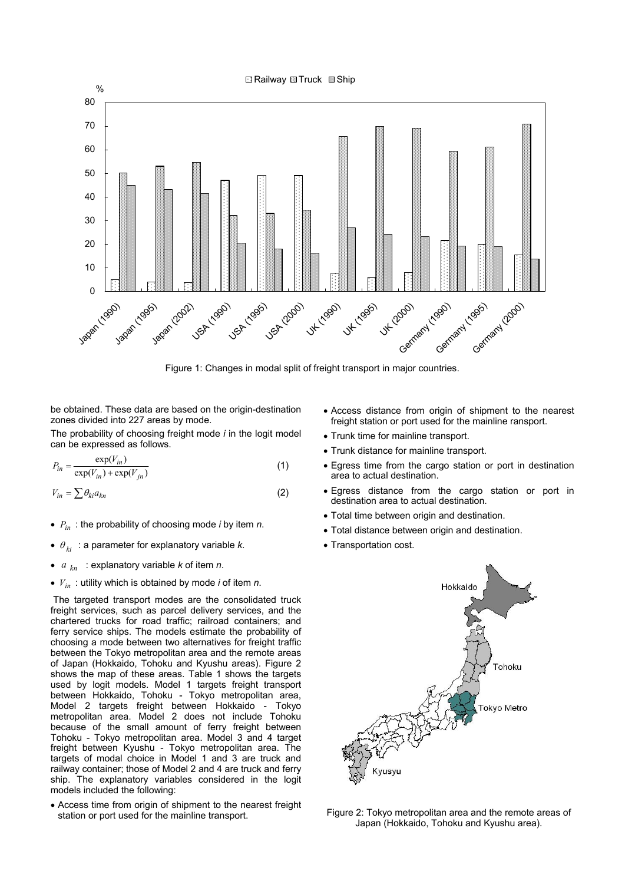Figure 1: Changes in modal split of freight transport in major countries.

be obtained. These data are based on the origin-destination zones divided into 227 areas by mode.

The probability of choosing freight mode *i* in the logit model can be expressed as follows.

$$P_{in} = \frac{\exp(V_{in})}{\exp(V_{in}) + \exp(V_{jn})} \tag{1}$$

$$V_{in} = \sum \theta_{ki} a_{kn} \tag{2}$$

- $P_{in}$ : the probability of choosing mode *i* by item *n*.
- $\theta_{ki}$ : a parameter for explanatory variable *k*.
- $a_{kn}$ : explanatory variable *k* of item *n*.
- $V_{in}$ : utility which is obtained by mode *i* of item *n*.

The targeted transport modes are the consolidated truck freight services, such as parcel delivery services, and the chartered trucks for road traffic; railroad containers; and ferry service ships. The models estimate the probability of choosing a mode between two alternatives for freight traffic between the Tokyo metropolitan area and the remote areas of Japan (Hokkaido, Tohoku and Kyushu areas). Figure 2 shows the map of these areas. Table 1 shows the targets used by logit models. Model 1 targets freight transport between Hokkaido, Tohoku - Tokyo metropolitan area, Model 2 targets freight between Hokkaido - Tokyo metropolitan area. Model 2 does not include Tohoku because of the small amount of ferry freight between Tohoku - Tokyo metropolitan area. Model 3 and 4 target freight between Kyushu - Tokyo metropolitan area. The targets of modal choice in Model 1 and 3 are truck and railway container; those of Model 2 and 4 are truck and ferry ship. The explanatory variables considered in the logit models included the following:

- Access time from origin of shipment to the nearest freight station or port used for the mainline transport.
- Access distance from origin of shipment to the nearest freight station or port used for the mainline ransport.
- Trunk time for mainline transport.
- Trunk distance for mainline transport.
- Egress time from the cargo station or port in destination area to actual destination.
- Egress distance from the cargo station or port in destination area to actual destination.
- Total time between origin and destination.
- Total distance between origin and destination.
- Transportation cost.

Figure 2: Tokyo metropolitan area and the remote areas of Japan (Hokkaido, Tohoku and Kyushu area).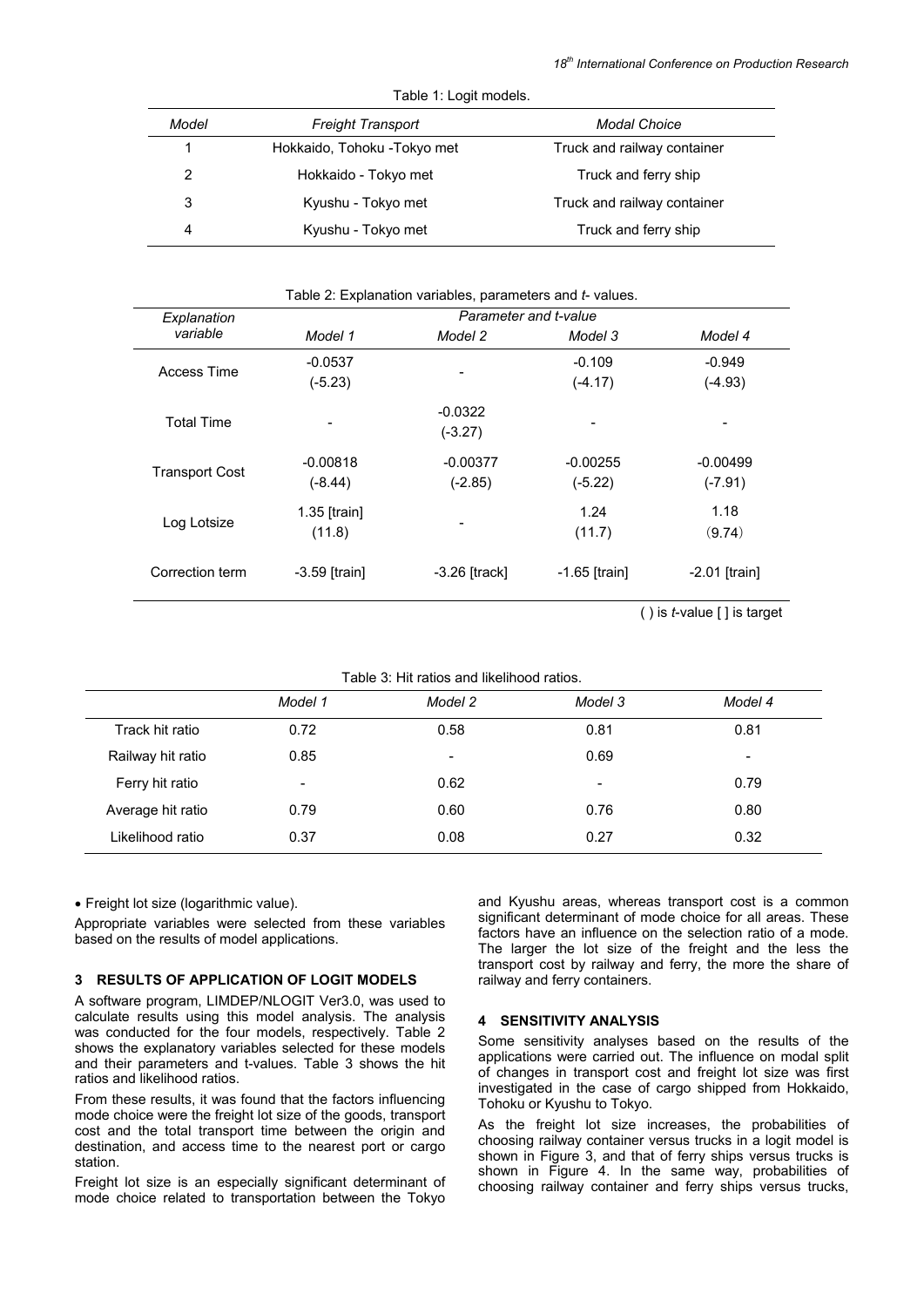Table 1: Logit models.

| *Model* | *Freight Transport* | *Modal Choice* |
|---|---|---|
| 1 | Hokkaido, Tohoku -Tokyo met | Truck and railway container |
| 2 | Hokkaido - Tokyo met | Truck and ferry ship |
| 3 | Kyushu - Tokyo met | Truck and railway container |
| 4 | Kyushu - Tokyo met | Truck and ferry ship |

Table 2: Explanation variables, parameters and *t*- values.

| *Explanation variable* | *Parameter and t-value* | | | |
|---|---|---|---|---|
| | *Model 1* | *Model 2* | *Model 3* | *Model 4* |
| Access Time | -0.0537 (-5.23) | - | -0.109 (-4.17) | -0.949 (-4.93) |
| Total Time | - | -0.0322 (-3.27) | - | - |
| Transport Cost | -0.00818 (-8.44) | -0.00377 (-2.85) | -0.00255 (-5.22) | -0.00499 (-7.91) |
| Log Lotsize | 1.35 [train] (11.8) | - | 1.24 (11.7) | 1.18 (9.74) |
| Correction term | -3.59 [train] | -3.26 [track] | -1.65 [train] | -2.01 [train] |

( ) is *t*-value [ ] is target

Table 3: Hit ratios and likelihood ratios.

| | *Model 1* | *Model 2* | *Model 3* | *Model 4* |
|---|---|---|---|---|
| Track hit ratio | 0.72 | 0.58 | 0.81 | 0.81 |
| Railway hit ratio | 0.85 | - | 0.69 | - |
| Ferry hit ratio | - | 0.62 | - | 0.79 |
| Average hit ratio | 0.79 | 0.60 | 0.76 | 0.80 |
| Likelihood ratio | 0.37 | 0.08 | 0.27 | 0.32 |

- Freight lot size (logarithmic value).

Appropriate variables were selected from these variables based on the results of model applications.

## 3 RESULTS OF APPLICATION OF LOGIT MODELS

A software program, LIMDEP/NLOGIT Ver3.0, was used to calculate results using this model analysis. The analysis was conducted for the four models, respectively. Table 2 shows the explanatory variables selected for these models and their parameters and t-values. Table 3 shows the hit ratios and likelihood ratios.

From these results, it was found that the factors influencing mode choice were the freight lot size of the goods, transport cost and the total transport time between the origin and destination, and access time to the nearest port or cargo station.

Freight lot size is an especially significant determinant of mode choice related to transportation between the Tokyo and Kyushu areas, whereas transport cost is a common significant determinant of mode choice for all areas. These factors have an influence on the selection ratio of a mode. The larger the lot size of the freight and the less the transport cost by railway and ferry, the more the share of railway and ferry containers.

## 4 SENSITIVITY ANALYSIS

Some sensitivity analyses based on the results of the applications were carried out. The influence on modal split of changes in transport cost and freight lot size was first investigated in the case of cargo shipped from Hokkaido, Tohoku or Kyushu to Tokyo.

As the freight lot size increases, the probabilities of choosing railway container versus trucks in a logit model is shown in Figure 3, and that of ferry ships versus trucks is shown in Figure 4. In the same way, probabilities of choosing railway container and ferry ships versus trucks,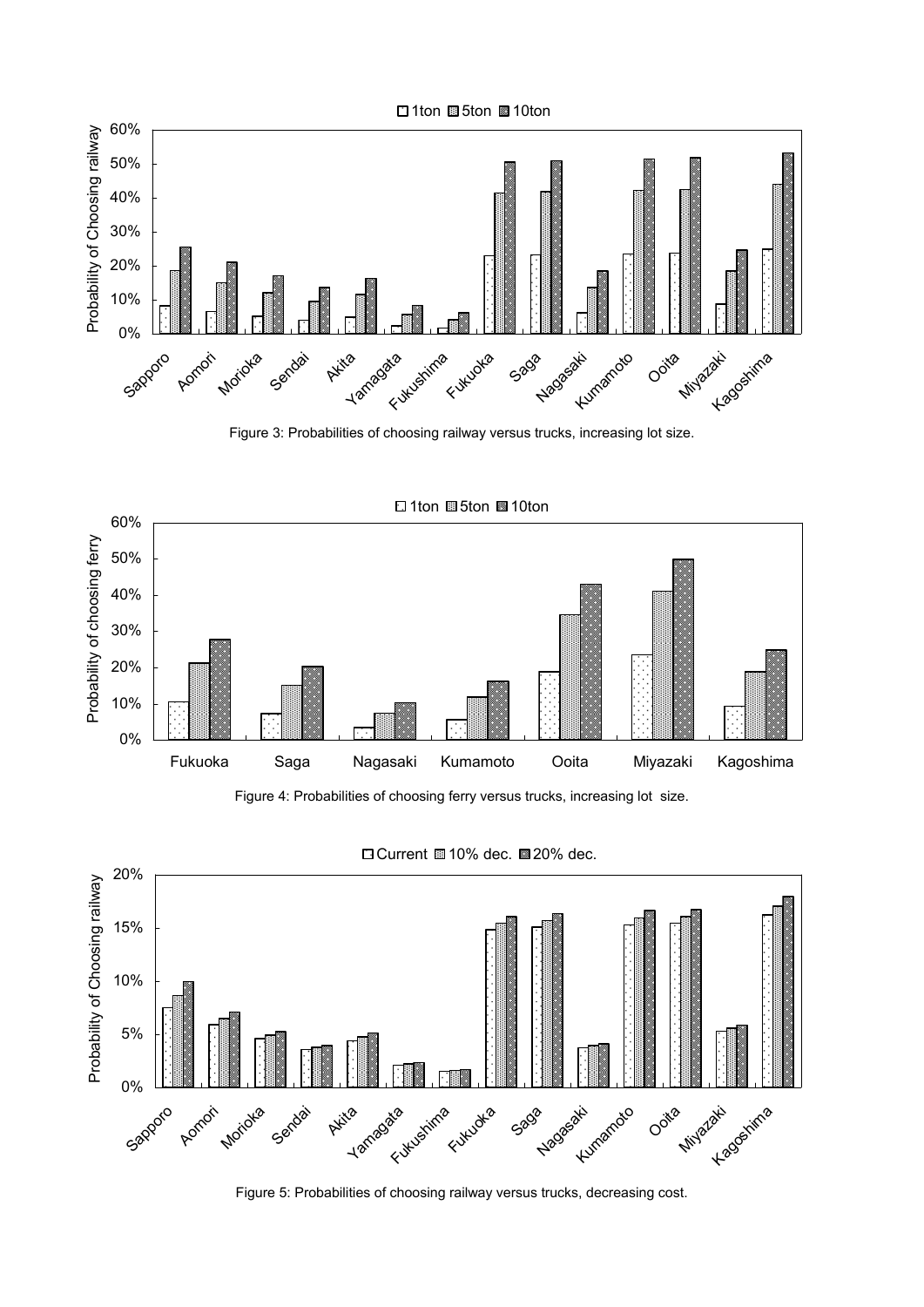Figure 3: Probabilities of choosing railway versus trucks, increasing lot size.

Figure 4: Probabilities of choosing ferry versus trucks, increasing lot size.

Figure 5: Probabilities of choosing railway versus trucks, decreasing cost.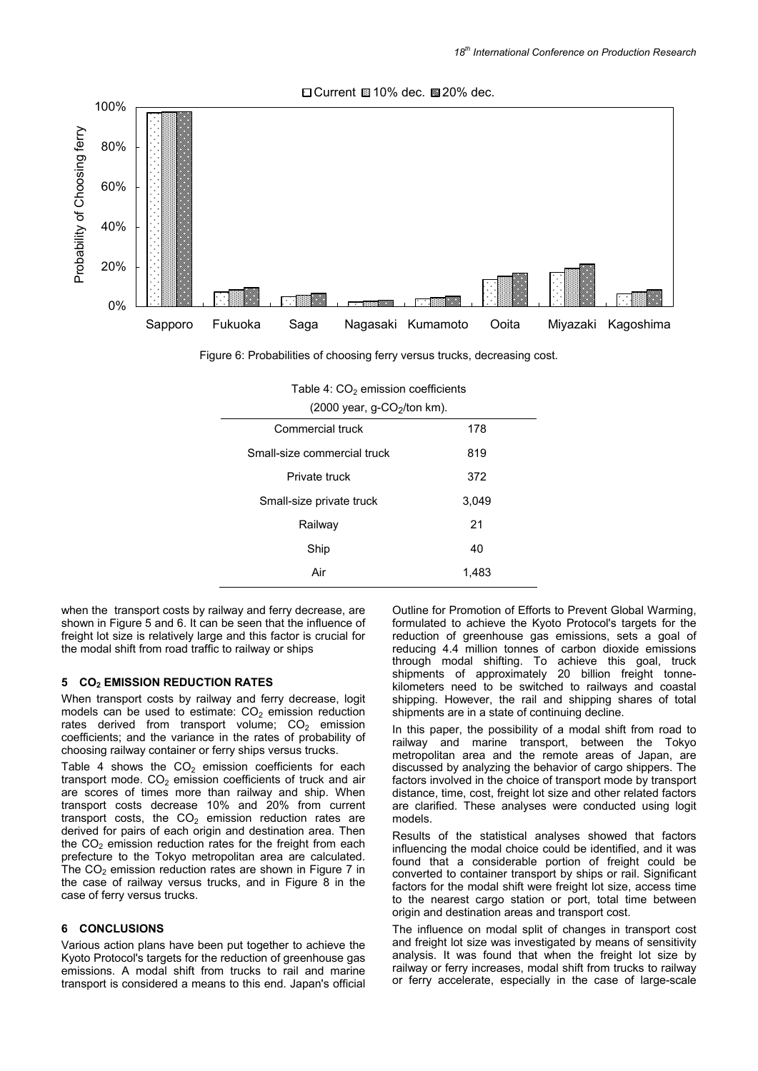Figure 6: Probabilities of choosing ferry versus trucks, decreasing cost.

Table 4: $CO_2$ emission coefficients (2000 year, g-$CO_2$/ton km).

| | |
|---|---|
| Commercial truck | 178 |
| Small-size commercial truck | 819 |
| Private truck | 372 |
| Small-size private truck | 3,049 |
| Railway | 21 |
| Ship | 40 |
| Air | 1,483 |

when the transport costs by railway and ferry decrease, are shown in Figure 5 and 6. It can be seen that the influence of freight lot size is relatively large and this factor is crucial for the modal shift from road traffic to railway or ships

## 5 $CO_2$ EMISSION REDUCTION RATES

When transport costs by railway and ferry decrease, logit models can be used to estimate: $CO_2$ emission reduction rates derived from transport volume; $CO_2$ emission coefficients; and the variance in the rates of probability of choosing railway container or ferry ships versus trucks.

Table 4 shows the $CO_2$ emission coefficients for each transport mode. $CO_2$ emission coefficients of truck and air are scores of times more than railway and ship. When transport costs decrease 10% and 20% from current transport costs, the $CO_2$ emission reduction rates are derived for pairs of each origin and destination area. Then the $CO_2$ emission reduction rates for the freight from each prefecture to the Tokyo metropolitan area are calculated. The $CO_2$ emission reduction rates are shown in Figure 7 in the case of railway versus trucks, and in Figure 8 in the case of ferry versus trucks.

## 6 CONCLUSIONS

Various action plans have been put together to achieve the Kyoto Protocol's targets for the reduction of greenhouse gas emissions. A modal shift from trucks to rail and marine transport is considered a means to this end. Japan's official Outline for Promotion of Efforts to Prevent Global Warming, formulated to achieve the Kyoto Protocol's targets for the reduction of greenhouse gas emissions, sets a goal of reducing 4.4 million tonnes of carbon dioxide emissions through modal shifting. To achieve this goal, truck shipments of approximately 20 billion freight tonne-kilometers need to be switched to railways and coastal shipping. However, the rail and shipping shares of total shipments are in a state of continuing decline.

In this paper, the possibility of a modal shift from road to railway and marine transport, between the Tokyo metropolitan area and the remote areas of Japan, are discussed by analyzing the behavior of cargo shippers. The factors involved in the choice of transport mode by transport distance, time, cost, freight lot size and other related factors are clarified. These analyses were conducted using logit models.

Results of the statistical analyses showed that factors influencing the modal choice could be identified, and it was found that a considerable portion of freight could be converted to container transport by ships or rail. Significant factors for the modal shift were freight lot size, access time to the nearest cargo station or port, total time between origin and destination areas and transport cost.

The influence on modal split of changes in transport cost and freight lot size was investigated by means of sensitivity analysis. It was found that when the freight lot size by railway or ferry increases, modal shift from trucks to railway or ferry accelerate, especially in the case of large-scale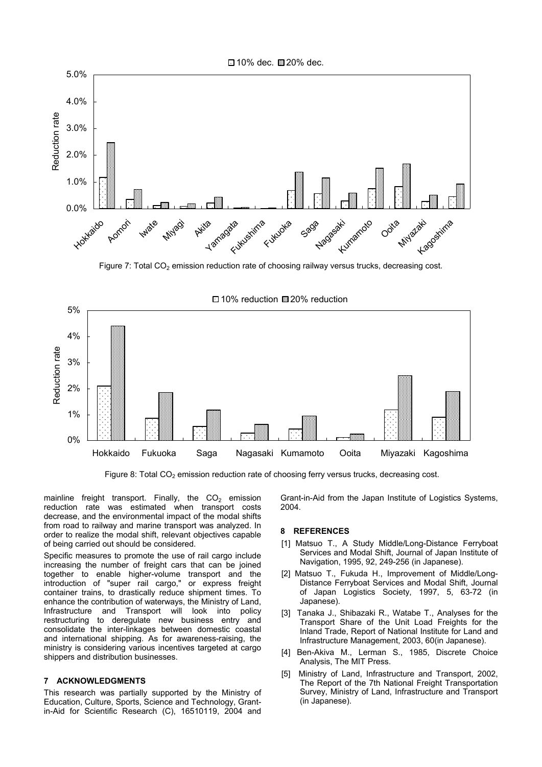□ 10% dec. ▩ 20% dec.

5.0%
4.0%
3.0%
2.0%
1.0%
0.0%

Reduction rate

Hokkaido Aomori Iwate Miyagi Akita Yamagata Fukushima Fukuoka Saga Nagasaki Kumamoto Ooita Miyazaki Kagoshima

Figure 7: Total $CO_2$ emission reduction rate of choosing railway versus trucks, decreasing cost.

□ 10% reduction ▩ 20% reduction

5%
4%
3%
2%
1%
0%

Reduction rate

Hokkaido Fukuoka Saga Nagasaki Kumamoto Ooita Miyazaki Kagoshima

Figure 8: Total $CO_2$ emission reduction rate of choosing ferry versus trucks, decreasing cost.

mainline freight transport. Finally, the $CO_2$ emission reduction rate was estimated when transport costs decrease, and the environmental impact of the modal shifts from road to railway and marine transport was analyzed. In order to realize the modal shift, relevant objectives capable of being carried out should be considered.

Specific measures to promote the use of rail cargo include increasing the number of freight cars that can be joined together to enable higher-volume transport and the introduction of "super rail cargo," or express freight container trains, to drastically reduce shipment times. To enhance the contribution of waterways, the Ministry of Land, Infrastructure and Transport will look into policy restructuring to deregulate new business entry and consolidate the inter-linkages between domestic coastal and international shipping. As for awareness-raising, the ministry is considering various incentives targeted at cargo shippers and distribution businesses.

## 7 ACKNOWLEDGMENTS

This research was partially supported by the Ministry of Education, Culture, Sports, Science and Technology, Grant-in-Aid for Scientific Research (C), 16510119, 2004 and Grant-in-Aid from the Japan Institute of Logistics Systems, 2004.

## 8 REFERENCES

[1] Matsuo T., A Study Middle/Long-Distance Ferryboat Services and Modal Shift, Journal of Japan Institute of Navigation, 1995, 92, 249-256 (in Japanese).

[2] Matsuo T., Fukuda H., Improvement of Middle/Long-Distance Ferryboat Services and Modal Shift, Journal of Japan Logistics Society, 1997, 5, 63-72 (in Japanese).

[3] Tanaka J., Shibazaki R., Watabe T., Analyses for the Transport Share of the Unit Load Freights for the Inland Trade, Report of National Institute for Land and Infrastructure Management, 2003, 60(in Japanese).

[4] Ben-Akiva M., Lerman S., 1985, Discrete Choice Analysis, The MIT Press.

[5] Ministry of Land, Infrastructure and Transport, 2002, The Report of the 7th National Freight Transportation Survey, Ministry of Land, Infrastructure and Transport (in Japanese).